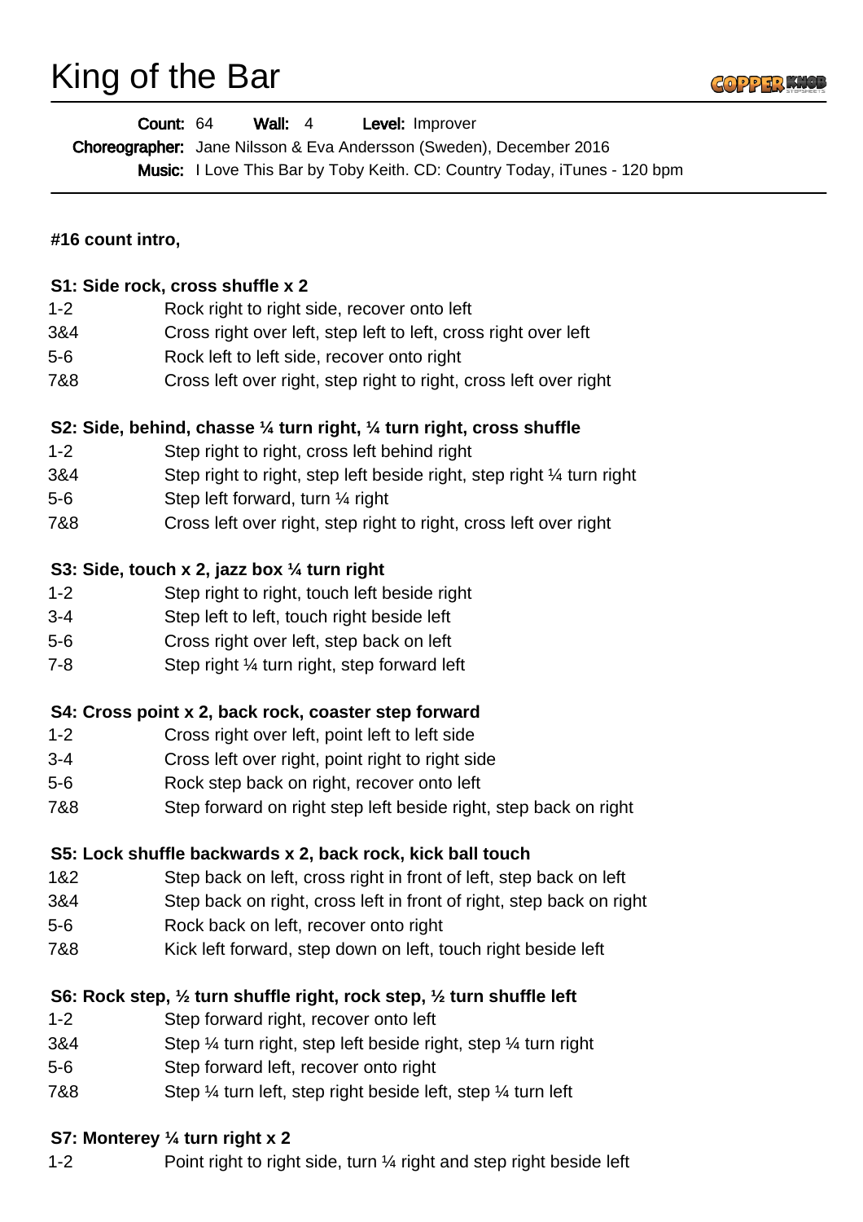# King of the Bar

**Count:** 64 **Wall:** 4 **Level:** Improver
**Choreographer:** Jane Nilsson & Eva Andersson (Sweden), December 2016
**Music:** I Love This Bar by Toby Keith. CD: Country Today, iTunes - 120 bpm

---

**#16 count intro,**

**S1: Side rock, cross shuffle x 2**

| | |
|---|---|
| 1-2 | Rock right to right side, recover onto left |
| 3&4 | Cross right over left, step left to left, cross right over left |
| 5-6 | Rock left to left side, recover onto right |
| 7&8 | Cross left over right, step right to right, cross left over right |

**S2: Side, behind, chasse ¼ turn right, ¼ turn right, cross shuffle**

| | |
|---|---|
| 1-2 | Step right to right, cross left behind right |
| 3&4 | Step right to right, step left beside right, step right ¼ turn right |
| 5-6 | Step left forward, turn ¼ right |
| 7&8 | Cross left over right, step right to right, cross left over right |

**S3: Side, touch x 2, jazz box ¼ turn right**

| | |
|---|---|
| 1-2 | Step right to right, touch left beside right |
| 3-4 | Step left to left, touch right beside left |
| 5-6 | Cross right over left, step back on left |
| 7-8 | Step right ¼ turn right, step forward left |

**S4: Cross point x 2, back rock, coaster step forward**

| | |
|---|---|
| 1-2 | Cross right over left, point left to left side |
| 3-4 | Cross left over right, point right to right side |
| 5-6 | Rock step back on right, recover onto left |
| 7&8 | Step forward on right step left beside right, step back on right |

**S5: Lock shuffle backwards x 2, back rock, kick ball touch**

| | |
|---|---|
| 1&2 | Step back on left, cross right in front of left, step back on left |
| 3&4 | Step back on right, cross left in front of right, step back on right |
| 5-6 | Rock back on left, recover onto right |
| 7&8 | Kick left forward, step down on left, touch right beside left |

**S6: Rock step, ½ turn shuffle right, rock step, ½ turn shuffle left**

| | |
|---|---|
| 1-2 | Step forward right, recover onto left |
| 3&4 | Step ¼ turn right, step left beside right, step ¼ turn right |
| 5-6 | Step forward left, recover onto right |
| 7&8 | Step ¼ turn left, step right beside left, step ¼ turn left |

**S7: Monterey ¼ turn right x 2**

| | |
|---|---|
| 1-2 | Point right to right side, turn ¼ right and step right beside left |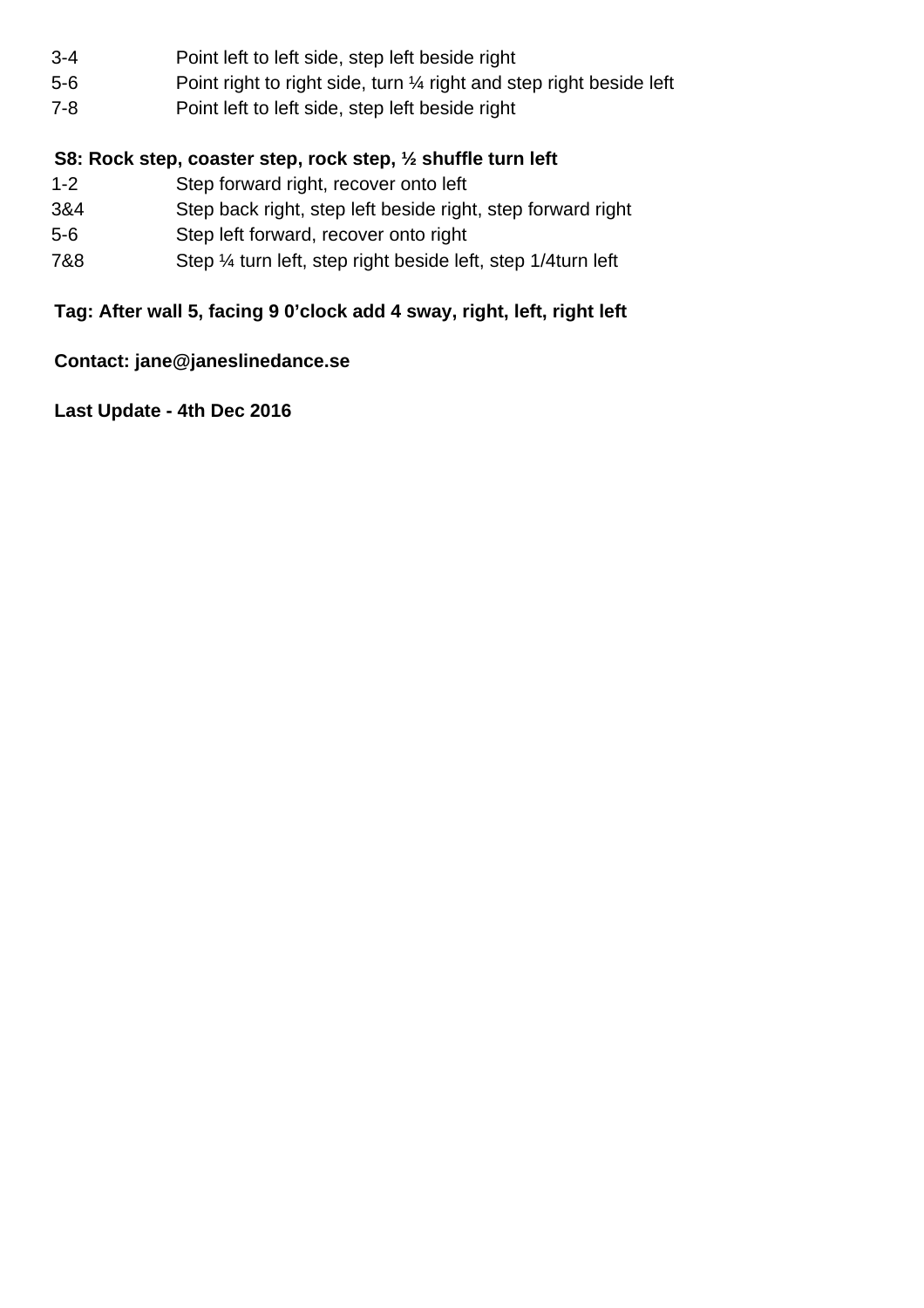3-4 Point left to left side, step left beside right
5-6 Point right to right side, turn ¼ right and step right beside left
7-8 Point left to left side, step left beside right

**S8: Rock step, coaster step, rock step, ½ shuffle turn left**

1-2 Step forward right, recover onto left
3&4 Step back right, step left beside right, step forward right
5-6 Step left forward, recover onto right
7&8 Step ¼ turn left, step right beside left, step 1/4turn left

**Tag: After wall 5, facing 9 0'clock add 4 sway, right, left, right left**

**Contact: jane@janeslinedance.se**

**Last Update - 4th Dec 2016**